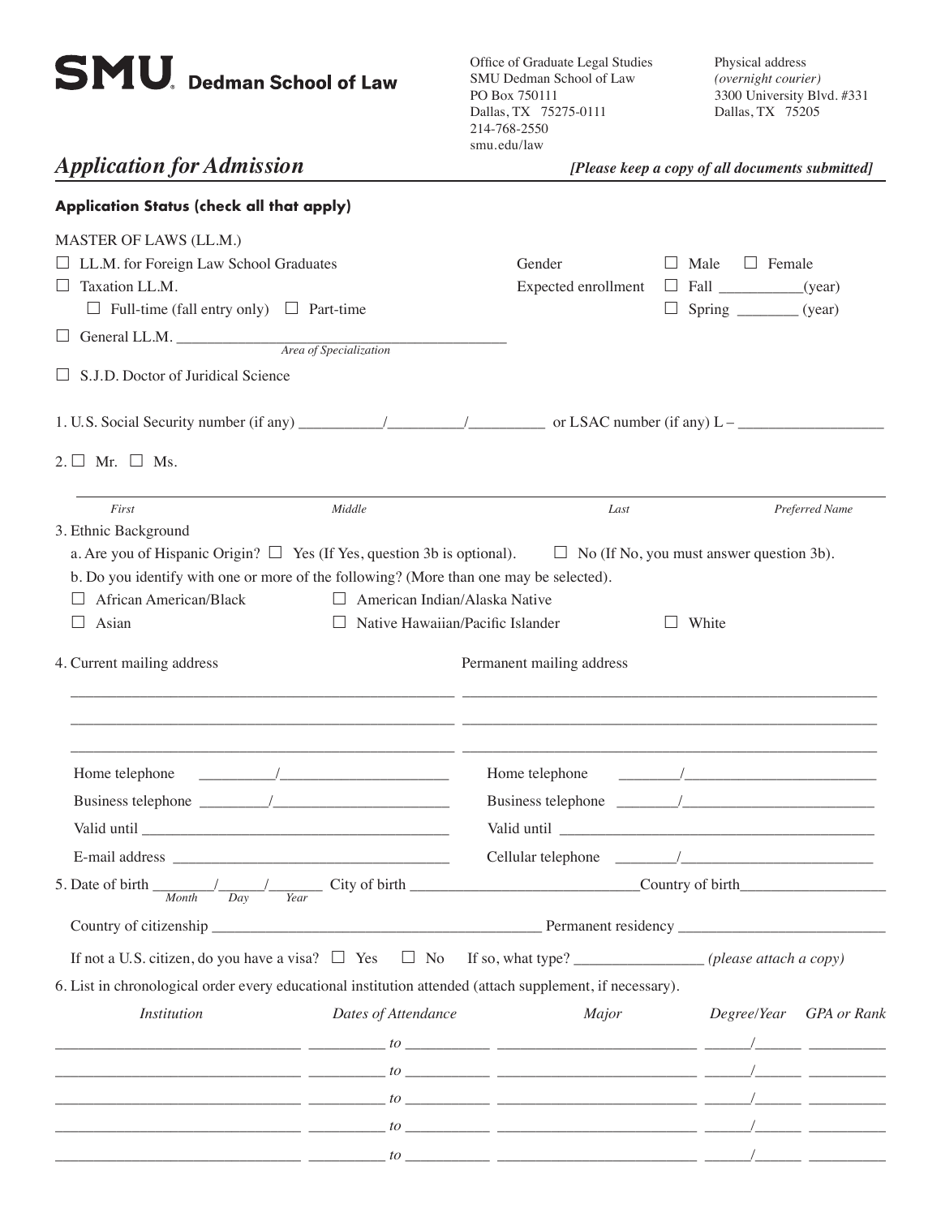**SMU** Dedman School of Law

Office of Graduate Legal Studies
SMU Dedman School of Law
PO Box 750111
Dallas, TX 75275-0111
214-768-2550
smu.edu/law

Physical address
*(overnight courier)*
3300 University Blvd. #331
Dallas, TX 75205

# *Application for Admission*

***[Please keep a copy of all documents submitted]***

**Application Status (check all that apply)**

MASTER OF LAWS (LL.M.)

☐ LL.M. for Foreign Law School Graduates

☐ Taxation LL.M.

☐ Full-time (fall entry only) ☐ Part-time

☐ General LL.M. ________________________________________________
*Area of Specialization*

☐ S.J.D. Doctor of Juridical Science

Gender ☐ Male ☐ Female

Expected enrollment ☐ Fall ___________(year)
☐ Spring ________ (year)

1. U.S. Social Security number (if any) ___________/__________/__________ or LSAC number (if any) L – ___________________

2. ☐ Mr. ☐ Ms.

______________________________________________________________________________________________

*First* *Middle* *Last* *Preferred Name*

3. Ethnic Background

a. Are you of Hispanic Origin? ☐ Yes (If Yes, question 3b is optional). ☐ No (If No, you must answer question 3b).

b. Do you identify with one or more of the following? (More than one may be selected).

☐ African American/Black ☐ American Indian/Alaska Native

☐ Asian ☐ Native Hawaiian/Pacific Islander ☐ White

4. Current mailing address

______________________________________________________
______________________________________________________
______________________________________________________

Home telephone __________/______________________

Business telephone _________/________________________

Valid until __________________________________________

E-mail address ____________________________________

Permanent mailing address

______________________________________________________
______________________________________________________
______________________________________________________

Home telephone ________/_________________________

Business telephone ________/_________________________

Valid until __________________________________________

Cellular telephone ________/_________________________

5. Date of birth ________/______/_______ City of birth ______________________________Country of birth___________________
*Month* *Day* *Year*

Country of citizenship ____________________________________________ Permanent residency ___________________________

If not a U.S. citizen, do you have a visa? ☐ Yes ☐ No If so, what type? _________________ *(please attach a copy)*

6. List in chronological order every educational institution attended (attach supplement, if necessary).

| *Institution* | *Dates of Attendance* | *Major* | *Degree/Year* | *GPA or Rank* |
|---|---|---|---|---|
| | *to* | | / | |
| | *to* | | / | |
| | *to* | | / | |
| | *to* | | / | |
| | *to* | | / | |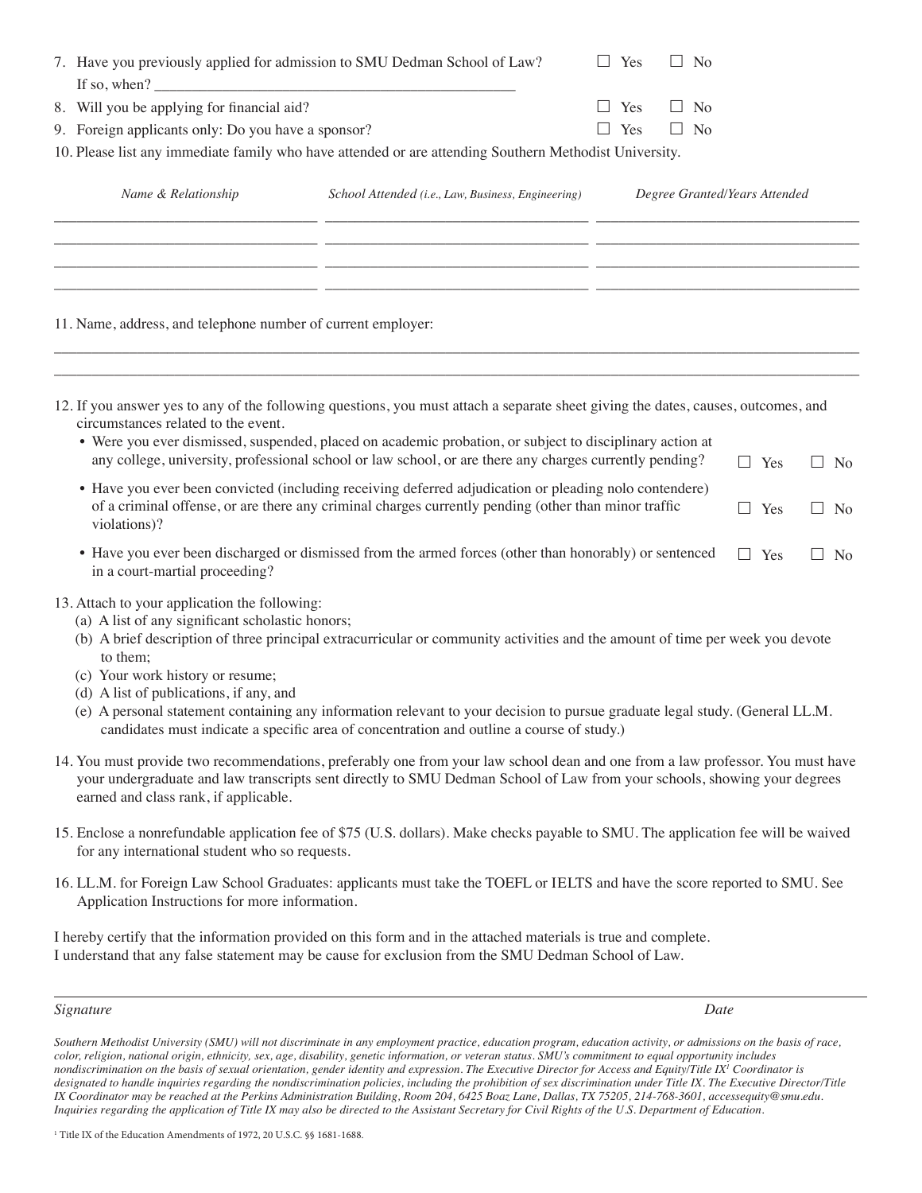7. Have you previously applied for admission to SMU Dedman School of Law? ☐ Yes ☐ No
   If so, when? ______________________________________________
8. Will you be applying for financial aid? ☐ Yes ☐ No
9. Foreign applicants only: Do you have a sponsor? ☐ Yes ☐ No
10. Please list any immediate family who have attended or are attending Southern Methodist University.

| *Name & Relationship* | *School Attended (i.e., Law, Business, Engineering)* | *Degree Granted/Years Attended* |
|---|---|---|
| | | |
| | | |
| | | |
| | | |

11. Name, address, and telephone number of current employer:

_____________________________________________________________________________

_____________________________________________________________________________

12. If you answer yes to any of the following questions, you must attach a separate sheet giving the dates, causes, outcomes, and circumstances related to the event.
    - Were you ever dismissed, suspended, placed on academic probation, or subject to disciplinary action at any college, university, professional school or law school, or are there any charges currently pending? ☐ Yes ☐ No
    - Have you ever been convicted (including receiving deferred adjudication or pleading nolo contendere) of a criminal offense, or are there any criminal charges currently pending (other than minor traffic violations)? ☐ Yes ☐ No
    - Have you ever been discharged or dismissed from the armed forces (other than honorably) or sentenced in a court-martial proceeding? ☐ Yes ☐ No
13. Attach to your application the following:
    (a) A list of any significant scholastic honors;
    (b) A brief description of three principal extracurricular or community activities and the amount of time per week you devote to them;
    (c) Your work history or resume;
    (d) A list of publications, if any, and
    (e) A personal statement containing any information relevant to your decision to pursue graduate legal study. (General LL.M. candidates must indicate a specific area of concentration and outline a course of study.)
14. You must provide two recommendations, preferably one from your law school dean and one from a law professor. You must have your undergraduate and law transcripts sent directly to SMU Dedman School of Law from your schools, showing your degrees earned and class rank, if applicable.
15. Enclose a nonrefundable application fee of $75 (U.S. dollars). Make checks payable to SMU. The application fee will be waived for any international student who so requests.
16. LL.M. for Foreign Law School Graduates: applicants must take the TOEFL or IELTS and have the score reported to SMU. See Application Instructions for more information.

I hereby certify that the information provided on this form and in the attached materials is true and complete.
I understand that any false statement may be cause for exclusion from the SMU Dedman School of Law.

_____________________________________________________________________________

*Signature* *Date*

*Southern Methodist University (SMU) will not discriminate in any employment practice, education program, education activity, or admissions on the basis of race, color, religion, national origin, ethnicity, sex, age, disability, genetic information, or veteran status. SMU's commitment to equal opportunity includes nondiscrimination on the basis of sexual orientation, gender identity and expression. The Executive Director for Access and Equity/Title IX[1] Coordinator is designated to handle inquiries regarding the nondiscrimination policies, including the prohibition of sex discrimination under Title IX. The Executive Director/Title IX Coordinator may be reached at the Perkins Administration Building, Room 204, 6425 Boaz Lane, Dallas, TX 75205, 214-768-3601, accessequity@smu.edu. Inquiries regarding the application of Title IX may also be directed to the Assistant Secretary for Civil Rights of the U.S. Department of Education.*

[1] Title IX of the Education Amendments of 1972, 20 U.S.C. §§ 1681-1688.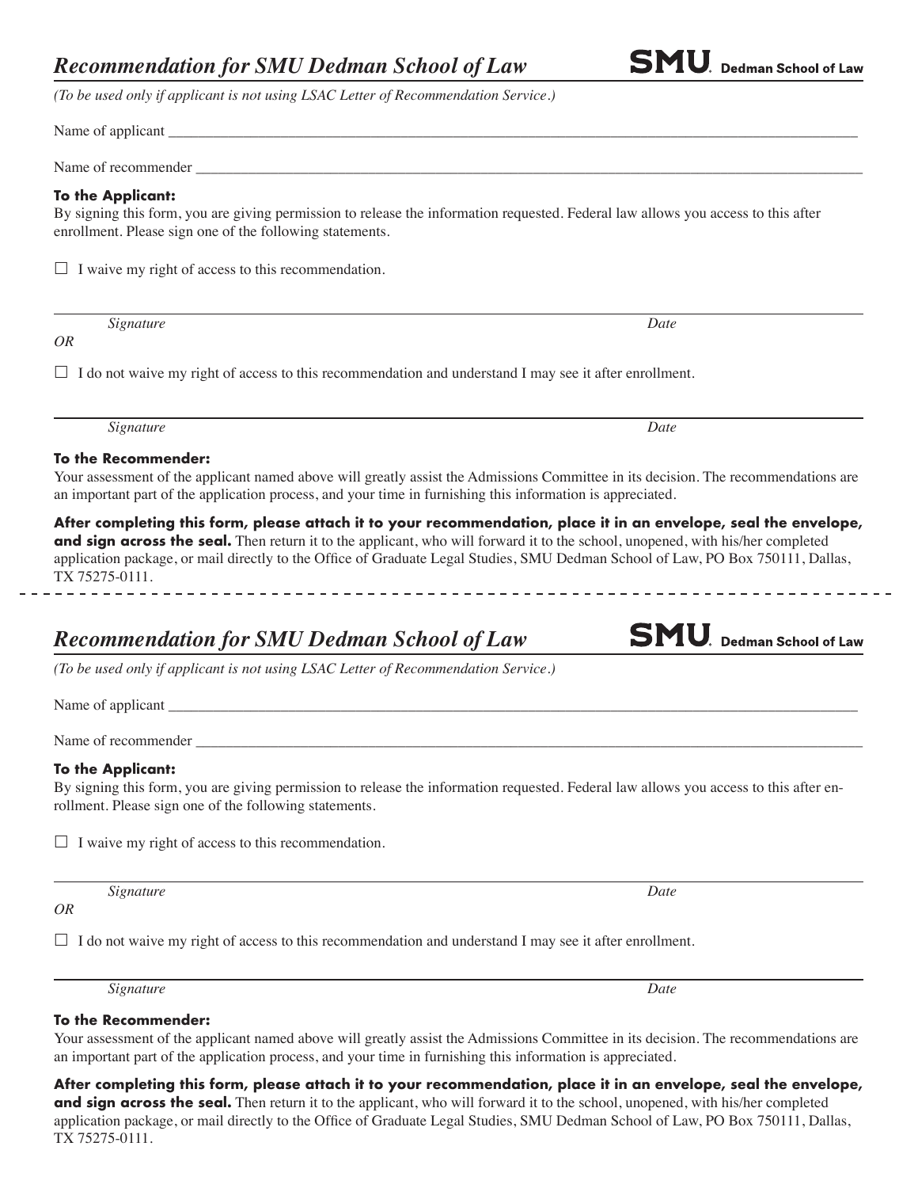## *Recommendation for SMU Dedman School of Law*

SMU. Dedman School of Law

*(To be used only if applicant is not using LSAC Letter of Recommendation Service.)*

Name of applicant ____________________________________________________________

Name of recommender ____________________________________________________________

**To the Applicant:**

By signing this form, you are giving permission to release the information requested. Federal law allows you access to this after enrollment. Please sign one of the following statements.

☐ I waive my right of access to this recommendation.

____________________________________________________________

*Signature* *Date*

*OR*

☐ I do not waive my right of access to this recommendation and understand I may see it after enrollment.

____________________________________________________________

*Signature* *Date*

**To the Recommender:**

Your assessment of the applicant named above will greatly assist the Admissions Committee in its decision. The recommendations are an important part of the application process, and your time in furnishing this information is appreciated.

**After completing this form, please attach it to your recommendation, place it in an envelope, seal the envelope, and sign across the seal.** Then return it to the applicant, who will forward it to the school, unopened, with his/her completed application package, or mail directly to the Office of Graduate Legal Studies, SMU Dedman School of Law, PO Box 750111, Dallas, TX 75275-0111.

---

## *Recommendation for SMU Dedman School of Law*

SMU. Dedman School of Law

*(To be used only if applicant is not using LSAC Letter of Recommendation Service.)*

Name of applicant ____________________________________________________________

Name of recommender ____________________________________________________________

**To the Applicant:**

By signing this form, you are giving permission to release the information requested. Federal law allows you access to this after enrollment. Please sign one of the following statements.

☐ I waive my right of access to this recommendation.

____________________________________________________________

*Signature* *Date*

*OR*

☐ I do not waive my right of access to this recommendation and understand I may see it after enrollment.

____________________________________________________________

*Signature* *Date*

**To the Recommender:**

Your assessment of the applicant named above will greatly assist the Admissions Committee in its decision. The recommendations are an important part of the application process, and your time in furnishing this information is appreciated.

**After completing this form, please attach it to your recommendation, place it in an envelope, seal the envelope, and sign across the seal.** Then return it to the applicant, who will forward it to the school, unopened, with his/her completed application package, or mail directly to the Office of Graduate Legal Studies, SMU Dedman School of Law, PO Box 750111, Dallas, TX 75275-0111.